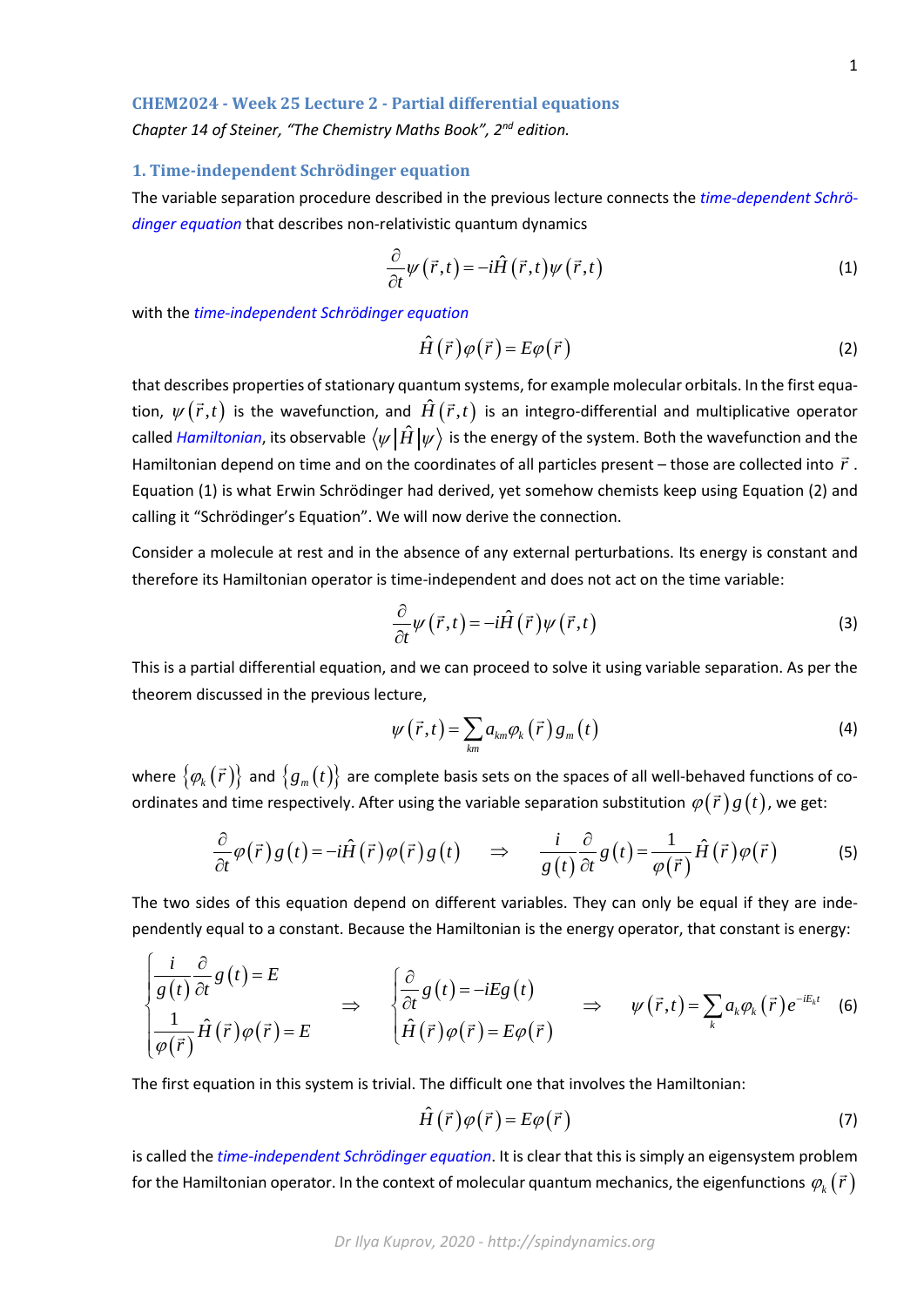## CHEM2024 - Week 25 Lecture 2 - Partial differential equations

*Chapter 14 of Steiner, "The Chemistry Maths Book", 2nd edition.*

### 1. Time-independent Schrödinger equation

The variable separation procedure described in the previous lecture connects the *time-dependent Schrödinger equation* that describes non-relativistic quantum dynamics

$$\frac{\partial}{\partial t}\psi\left(\vec{r},t\right) = -i\hat{H}\left(\vec{r},t\right)\psi\left(\vec{r},t\right) \tag{1}$$

with the *time-independent Schrödinger equation*

$$\hat{H}\left(\vec{r}\right)\varphi\left(\vec{r}\right) = E\varphi\left(\vec{r}\right) \tag{2}$$

that describes properties of stationary quantum systems, for example molecular orbitals. In the first equation, $\psi\left(\vec{r},t\right)$ is the wavefunction, and $\hat{H}\left(\vec{r},t\right)$ is an integro-differential and multiplicative operator called *Hamiltonian*, its observable $\left\langle \psi \middle| \hat{H} \middle| \psi \right\rangle$ is the energy of the system. Both the wavefunction and the Hamiltonian depend on time and on the coordinates of all particles present – those are collected into $\vec{r}$. Equation (1) is what Erwin Schrödinger had derived, yet somehow chemists keep using Equation (2) and calling it "Schrödinger's Equation". We will now derive the connection.

Consider a molecule at rest and in the absence of any external perturbations. Its energy is constant and therefore its Hamiltonian operator is time-independent and does not act on the time variable:

$$\frac{\partial}{\partial t}\psi\left(\vec{r},t\right) = -i\hat{H}\left(\vec{r}\right)\psi\left(\vec{r},t\right) \tag{3}$$

This is a partial differential equation, and we can proceed to solve it using variable separation. As per the theorem discussed in the previous lecture,

$$\psi\left(\vec{r},t\right) = \sum_{km} a_{km}\varphi_k\left(\vec{r}\right)g_m\left(t\right) \tag{4}$$

where $\left\{\varphi_k\left(\vec{r}\right)\right\}$ and $\left\{g_m\left(t\right)\right\}$ are complete basis sets on the spaces of all well-behaved functions of coordinates and time respectively. After using the variable separation substitution $\varphi\left(\vec{r}\right)g\left(t\right)$, we get:

$$\frac{\partial}{\partial t}\varphi\left(\vec{r}\right)g\left(t\right) = -i\hat{H}\left(\vec{r}\right)\varphi\left(\vec{r}\right)g\left(t\right) \quad \Rightarrow \quad \frac{i}{g\left(t\right)}\frac{\partial}{\partial t}g\left(t\right) = \frac{1}{\varphi\left(\vec{r}\right)}\hat{H}\left(\vec{r}\right)\varphi\left(\vec{r}\right) \tag{5}$$

The two sides of this equation depend on different variables. They can only be equal if they are independently equal to a constant. Because the Hamiltonian is the energy operator, that constant is energy:

$$\begin{cases} \dfrac{i}{g\left(t\right)}\dfrac{\partial}{\partial t}g\left(t\right) = E \\ \dfrac{1}{\varphi\left(\vec{r}\right)}\hat{H}\left(\vec{r}\right)\varphi\left(\vec{r}\right) = E \end{cases} \quad \Rightarrow \quad \begin{cases} \dfrac{\partial}{\partial t}g\left(t\right) = -iEg\left(t\right) \\ \hat{H}\left(\vec{r}\right)\varphi\left(\vec{r}\right) = E\varphi\left(\vec{r}\right) \end{cases} \quad \Rightarrow \quad \psi\left(\vec{r},t\right) = \sum_k a_k\varphi_k\left(\vec{r}\right)e^{-iE_k t} \tag{6}$$

The first equation in this system is trivial. The difficult one that involves the Hamiltonian:

$$\hat{H}\left(\vec{r}\right)\varphi\left(\vec{r}\right) = E\varphi\left(\vec{r}\right) \tag{7}$$

is called the *time-independent Schrödinger equation*. It is clear that this is simply an eigensystem problem for the Hamiltonian operator. In the context of molecular quantum mechanics, the eigenfunctions $\varphi_k\left(\vec{r}\right)$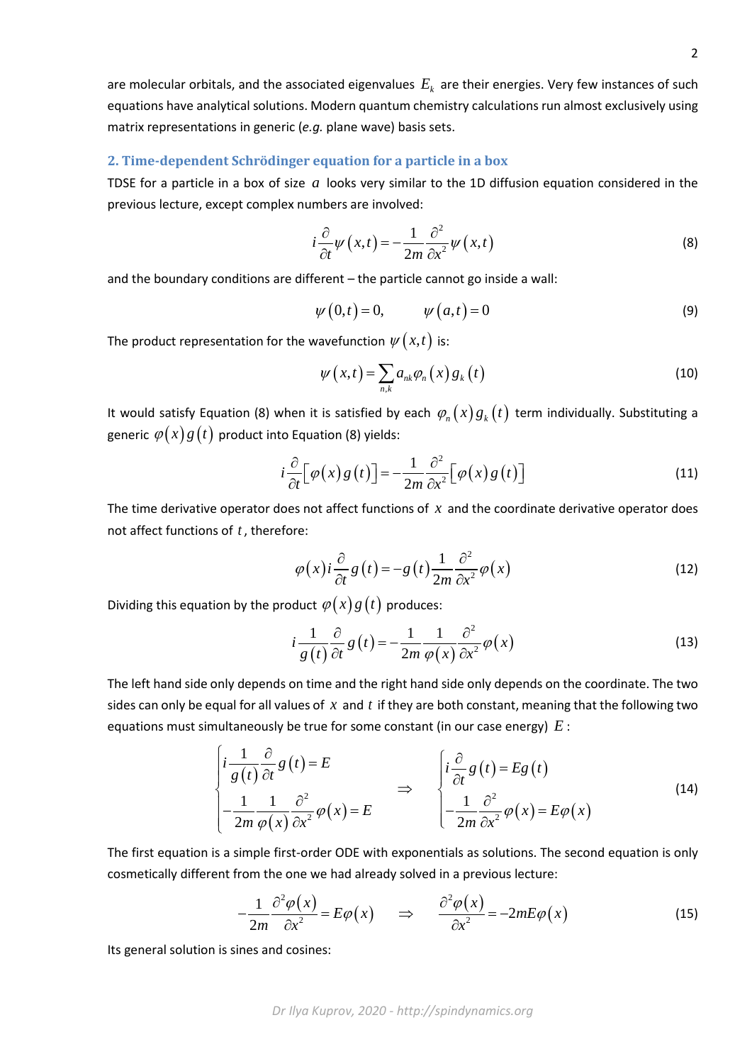are molecular orbitals, and the associated eigenvalues $E_k$ are their energies. Very few instances of such equations have analytical solutions. Modern quantum chemistry calculations run almost exclusively using matrix representations in generic (*e.g.* plane wave) basis sets.

## 2. Time-dependent Schrödinger equation for a particle in a box

TDSE for a particle in a box of size $a$ looks very similar to the 1D diffusion equation considered in the previous lecture, except complex numbers are involved:

$$i\frac{\partial}{\partial t}\psi(x,t) = -\frac{1}{2m}\frac{\partial^2}{\partial x^2}\psi(x,t) \tag{8}$$

and the boundary conditions are different – the particle cannot go inside a wall:

$$\psi(0,t) = 0, \qquad \psi(a,t) = 0 \tag{9}$$

The product representation for the wavefunction $\psi(x,t)$ is:

$$\psi(x,t) = \sum_{n,k} a_{nk}\varphi_n(x) g_k(t) \tag{10}$$

It would satisfy Equation (8) when it is satisfied by each $\varphi_n(x)g_k(t)$ term individually. Substituting a generic $\varphi(x)g(t)$ product into Equation (8) yields:

$$i\frac{\partial}{\partial t}\left[\varphi(x)g(t)\right] = -\frac{1}{2m}\frac{\partial^2}{\partial x^2}\left[\varphi(x)g(t)\right] \tag{11}$$

The time derivative operator does not affect functions of $x$ and the coordinate derivative operator does not affect functions of $t$, therefore:

$$\varphi(x)i\frac{\partial}{\partial t}g(t) = -g(t)\frac{1}{2m}\frac{\partial^2}{\partial x^2}\varphi(x) \tag{12}$$

Dividing this equation by the product $\varphi(x)g(t)$ produces:

$$i\frac{1}{g(t)}\frac{\partial}{\partial t}g(t) = -\frac{1}{2m}\frac{1}{\varphi(x)}\frac{\partial^2}{\partial x^2}\varphi(x) \tag{13}$$

The left hand side only depends on time and the right hand side only depends on the coordinate. The two sides can only be equal for all values of $x$ and $t$ if they are both constant, meaning that the following two equations must simultaneously be true for some constant (in our case energy) $E$:

$$\begin{cases} i\dfrac{1}{g(t)}\dfrac{\partial}{\partial t}g(t) = E \\ -\dfrac{1}{2m}\dfrac{1}{\varphi(x)}\dfrac{\partial^2}{\partial x^2}\varphi(x) = E \end{cases} \quad \Rightarrow \quad \begin{cases} i\dfrac{\partial}{\partial t}g(t) = Eg(t) \\ -\dfrac{1}{2m}\dfrac{\partial^2}{\partial x^2}\varphi(x) = E\varphi(x) \end{cases} \tag{14}$$

The first equation is a simple first-order ODE with exponentials as solutions. The second equation is only cosmetically different from the one we had already solved in a previous lecture:

$$-\frac{1}{2m}\frac{\partial^2\varphi(x)}{\partial x^2} = E\varphi(x) \quad \Rightarrow \quad \frac{\partial^2\varphi(x)}{\partial x^2} = -2mE\varphi(x) \tag{15}$$

Its general solution is sines and cosines: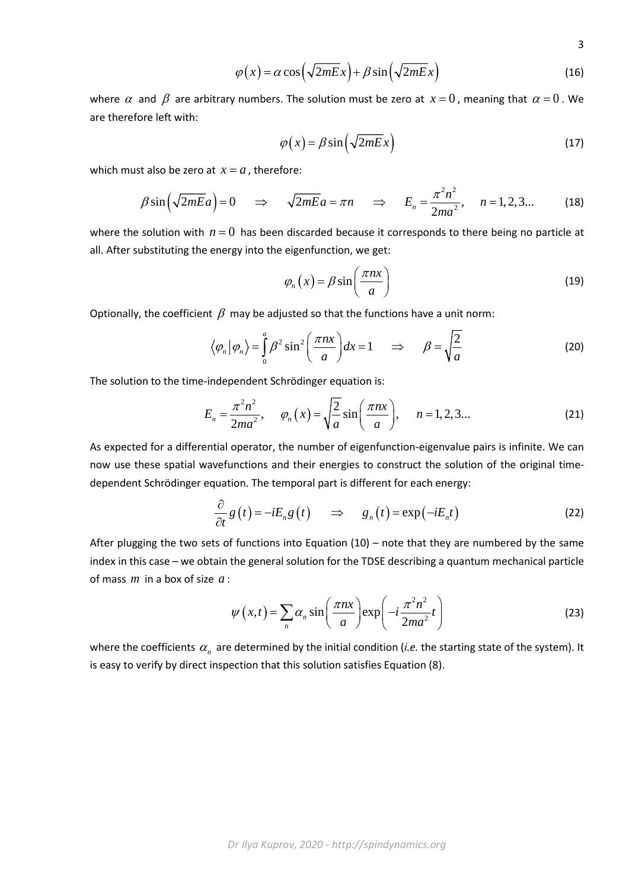$$\varphi(x) = \alpha\cos\left(\sqrt{2mE}x\right) + \beta\sin\left(\sqrt{2mE}x\right) \tag{16}$$

where $\alpha$ and $\beta$ are arbitrary numbers. The solution must be zero at $x = 0$, meaning that $\alpha = 0$. We are therefore left with:

$$\varphi(x) = \beta\sin\left(\sqrt{2mE}x\right) \tag{17}$$

which must also be zero at $x = a$, therefore:

$$\beta\sin\left(\sqrt{2mE}a\right) = 0 \quad \Rightarrow \quad \sqrt{2mE}a = \pi n \quad \Rightarrow \quad E_n = \frac{\pi^2 n^2}{2ma^2}, \quad n = 1, 2, 3... \tag{18}$$

where the solution with $n = 0$ has been discarded because it corresponds to there being no particle at all. After substituting the energy into the eigenfunction, we get:

$$\varphi_n(x) = \beta\sin\left(\frac{\pi n x}{a}\right) \tag{19}$$

Optionally, the coefficient $\beta$ may be adjusted so that the functions have a unit norm:

$$\langle\varphi_n|\varphi_n\rangle = \int_0^a \beta^2 \sin^2\left(\frac{\pi n x}{a}\right)dx = 1 \quad \Rightarrow \quad \beta = \sqrt{\frac{2}{a}} \tag{20}$$

The solution to the time-independent Schrödinger equation is:

$$E_n = \frac{\pi^2 n^2}{2ma^2}, \quad \varphi_n(x) = \sqrt{\frac{2}{a}}\sin\left(\frac{\pi n x}{a}\right), \quad n = 1, 2, 3... \tag{21}$$

As expected for a differential operator, the number of eigenfunction-eigenvalue pairs is infinite. We can now use these spatial wavefunctions and their energies to construct the solution of the original time-dependent Schrödinger equation. The temporal part is different for each energy:

$$\frac{\partial}{\partial t}g(t) = -iE_n g(t) \quad \Rightarrow \quad g_n(t) = \exp(-iE_n t) \tag{22}$$

After plugging the two sets of functions into Equation (10) – note that they are numbered by the same index in this case – we obtain the general solution for the TDSE describing a quantum mechanical particle of mass $m$ in a box of size $a$:

$$\psi(x,t) = \sum_n \alpha_n \sin\left(\frac{\pi n x}{a}\right)\exp\left(-i\frac{\pi^2 n^2}{2ma^2}t\right) \tag{23}$$

where the coefficients $\alpha_n$ are determined by the initial condition (*i.e.* the starting state of the system). It is easy to verify by direct inspection that this solution satisfies Equation (8).